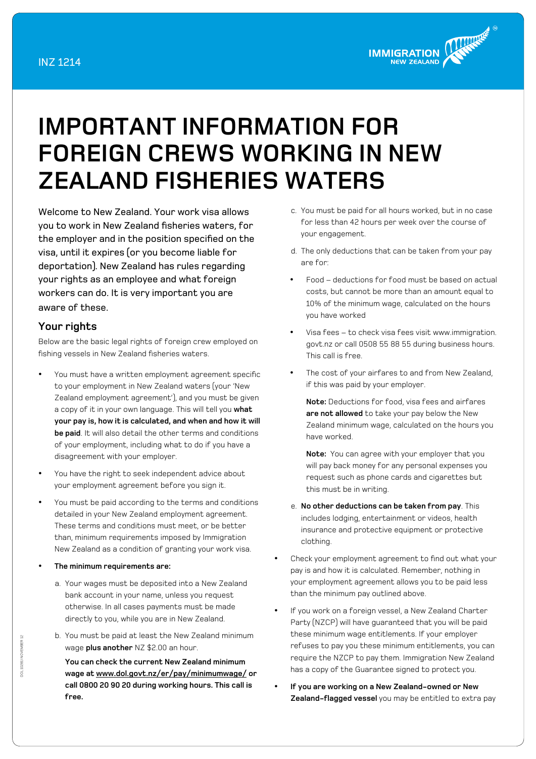INZ 1214

# IMPORTANT INFORMATION FOR FOREIGN CREWS WORKING IN NEW ZEALAND FISHERIES WATERS

Welcome to New Zealand. Your work visa allows you to work in New Zealand fisheries waters, for the employer and in the position specified on the visa, until it expires (or you become liable for deportation). New Zealand has rules regarding your rights as an employee and what foreign workers can do. It is very important you are aware of these.

## Your rights

Below are the basic legal rights of foreign crew employed on fishing vessels in New Zealand fisheries waters.

- You must have a written employment agreement specific to your employment in New Zealand waters (your 'New Zealand employment agreement'), and you must be given a copy of it in your own language. This will tell you **what your pay is, how it is calculated, and when and how it will be paid**. It will also detail the other terms and conditions of your employment, including what to do if you have a disagreement with your employer.
- You have the right to seek independent advice about your employment agreement before you sign it.
- You must be paid according to the terms and conditions detailed in your New Zealand employment agreement. These terms and conditions must meet, or be better than, minimum requirements imposed by Immigration New Zealand as a condition of granting your work visa.
- **The minimum requirements are:**
  a. Your wages must be deposited into a New Zealand bank account in your name, unless you request otherwise. In all cases payments must be made directly to you, while you are in New Zealand.
  b. You must be paid at least the New Zealand minimum wage **plus another** NZ $2.00 an hour.

     **You can check the current New Zealand minimum wage at www.dol.govt.nz/er/pay/minimumwage/ or call 0800 20 90 20 during working hours. This call is free.**
  c. You must be paid for all hours worked, but in no case for less than 42 hours per week over the course of your engagement.
  d. The only deductions that can be taken from your pay are for:
     - Food – deductions for food must be based on actual costs, but cannot be more than an amount equal to 10% of the minimum wage, calculated on the hours you have worked
     - Visa fees – to check visa fees visit www.immigration.govt.nz or call 0508 55 88 55 during business hours. This call is free.
     - The cost of your airfares to and from New Zealand, if this was paid by your employer.

       **Note:** Deductions for food, visa fees and airfares **are not allowed** to take your pay below the New Zealand minimum wage, calculated on the hours you have worked.

       **Note:** You can agree with your employer that you will pay back money for any personal expenses you request such as phone cards and cigarettes but this must be in writing.
  e. **No other deductions can be taken from pay**. This includes lodging, entertainment or videos, health insurance and protective equipment or protective clothing.
- Check your employment agreement to find out what your pay is and how it is calculated. Remember, nothing in your employment agreement allows you to be paid less than the minimum pay outlined above.
- If you work on a foreign vessel, a New Zealand Charter Party (NZCP) will have guaranteed that you will be paid these minimum wage entitlements. If your employer refuses to pay you these minimum entitlements, you can require the NZCP to pay them. Immigration New Zealand has a copy of the Guarantee signed to protect you.
- **If you are working on a New Zealand-owned or New Zealand-flagged vessel** you may be entitled to extra pay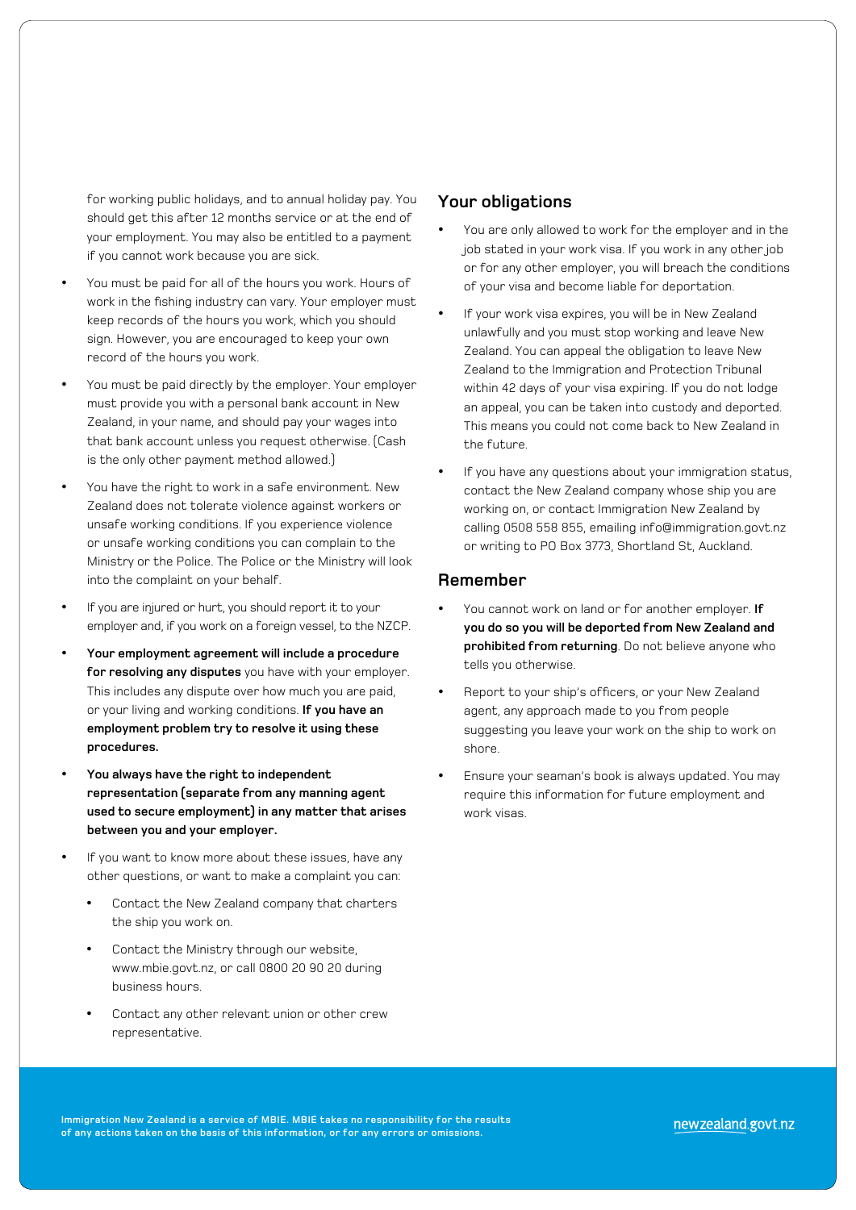for working public holidays, and to annual holiday pay. You should get this after 12 months service or at the end of your employment. You may also be entitled to a payment if you cannot work because you are sick.

- You must be paid for all of the hours you work. Hours of work in the fishing industry can vary. Your employer must keep records of the hours you work, which you should sign. However, you are encouraged to keep your own record of the hours you work.
- You must be paid directly by the employer. Your employer must provide you with a personal bank account in New Zealand, in your name, and should pay your wages into that bank account unless you request otherwise. (Cash is the only other payment method allowed.)
- You have the right to work in a safe environment. New Zealand does not tolerate violence against workers or unsafe working conditions. If you experience violence or unsafe working conditions you can complain to the Ministry or the Police. The Police or the Ministry will look into the complaint on your behalf.
- If you are injured or hurt, you should report it to your employer and, if you work on a foreign vessel, to the NZCP.
- **Your employment agreement will include a procedure for resolving any disputes** you have with your employer. This includes any dispute over how much you are paid, or your living and working conditions. **If you have an employment problem try to resolve it using these procedures.**
- **You always have the right to independent representation (separate from any manning agent used to secure employment) in any matter that arises between you and your employer.**
- If you want to know more about these issues, have any other questions, or want to make a complaint you can:
  - Contact the New Zealand company that charters the ship you work on.
  - Contact the Ministry through our website, www.mbie.govt.nz, or call 0800 20 90 20 during business hours.
  - Contact any other relevant union or other crew representative.

## Your obligations

- You are only allowed to work for the employer and in the job stated in your work visa. If you work in any other job or for any other employer, you will breach the conditions of your visa and become liable for deportation.
- If your work visa expires, you will be in New Zealand unlawfully and you must stop working and leave New Zealand. You can appeal the obligation to leave New Zealand to the Immigration and Protection Tribunal within 42 days of your visa expiring. If you do not lodge an appeal, you can be taken into custody and deported. This means you could not come back to New Zealand in the future.
- If you have any questions about your immigration status, contact the New Zealand company whose ship you are working on, or contact Immigration New Zealand by calling 0508 558 855, emailing info@immigration.govt.nz or writing to PO Box 3773, Shortland St, Auckland.

## Remember

- You cannot work on land or for another employer. **If you do so you will be deported from New Zealand and prohibited from returning**. Do not believe anyone who tells you otherwise.
- Report to your ship's officers, or your New Zealand agent, any approach made to you from people suggesting you leave your work on the ship to work on shore.
- Ensure your seaman's book is always updated. You may require this information for future employment and work visas.

**Immigration New Zealand is a service of MBIE. MBIE takes no responsibility for the results of any actions taken on the basis of this information, or for any errors or omissions.**

newzealand.govt.nz